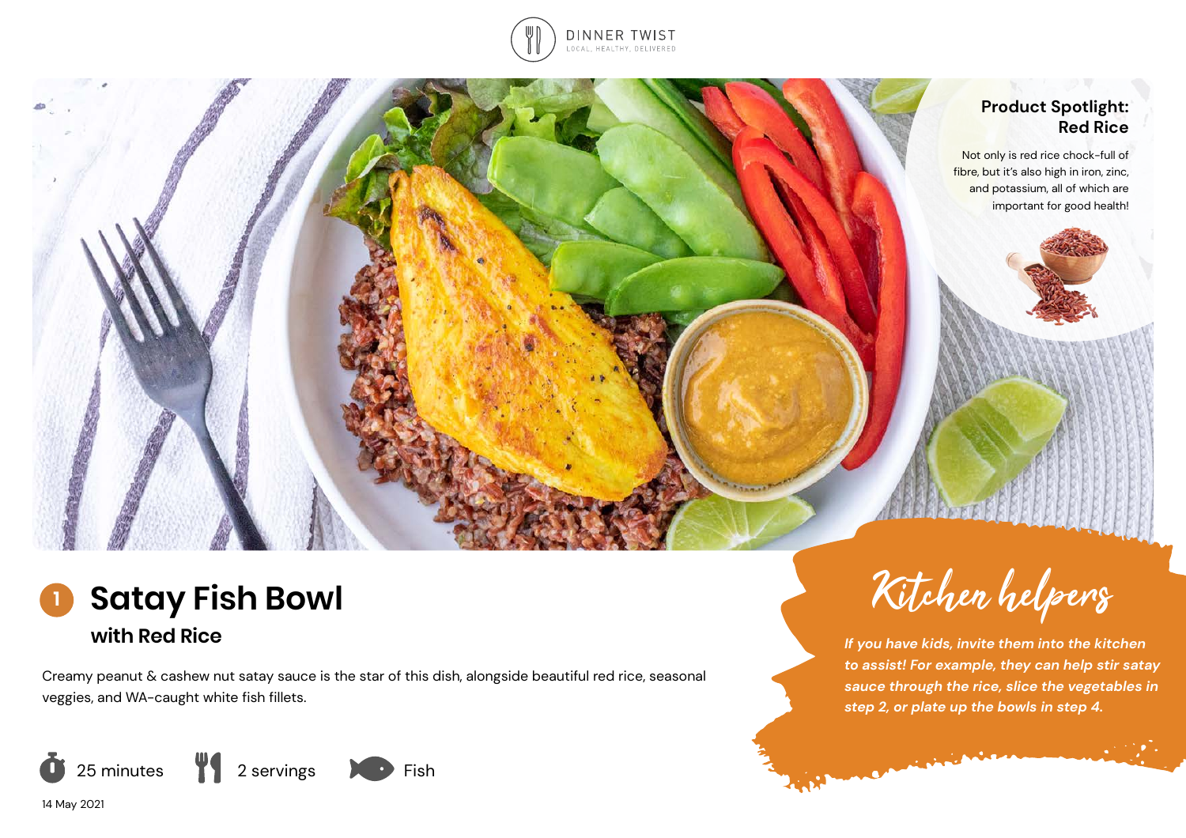DINNER TWIST

LOCAL, HEALTHY, DELIVERED

**Product Spotlight: Red Rice**

Not only is red rice chock-full of fibre, but it's also high in iron, zinc, and potassium, all of which are important for good health!

# 1 Satay Fish Bowl

## with Red Rice

Creamy peanut & cashew nut satay sauce is the star of this dish, alongside beautiful red rice, seasonal veggies, and WA-caught white fish fillets.

25 minutes | 2 servings | Fish

14 May 2021

## Kitchen helpers

*If you have kids, invite them into the kitchen to assist! For example, they can help stir satay sauce through the rice, slice the vegetables in step 2, or plate up the bowls in step 4.*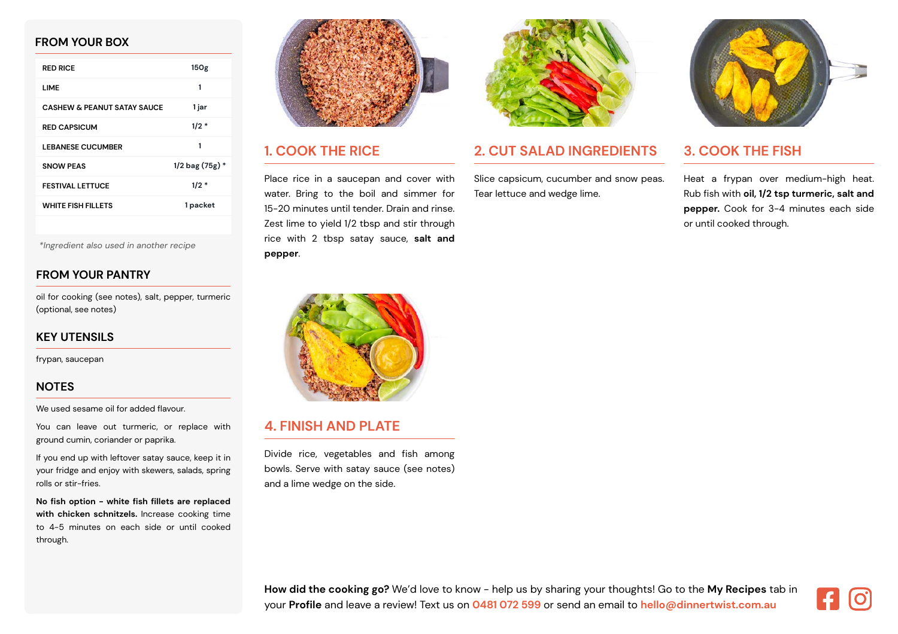## FROM YOUR BOX

| | |
|---|---|
| RED RICE | 150g |
| LIME | 1 |
| CASHEW & PEANUT SATAY SAUCE | 1 jar |
| RED CAPSICUM | 1/2 * |
| LEBANESE CUCUMBER | 1 |
| SNOW PEAS | 1/2 bag (75g) * |
| FESTIVAL LETTUCE | 1/2 * |
| WHITE FISH FILLETS | 1 packet |

*\*Ingredient also used in another recipe*

## FROM YOUR PANTRY

oil for cooking (see notes), salt, pepper, turmeric (optional, see notes)

## KEY UTENSILS

frypan, saucepan

## NOTES

We used sesame oil for added flavour.

You can leave out turmeric, or replace with ground cumin, coriander or paprika.

If you end up with leftover satay sauce, keep it in your fridge and enjoy with skewers, salads, spring rolls or stir-fries.

**No fish option - white fish fillets are replaced with chicken schnitzels.** Increase cooking time to 4-5 minutes on each side or until cooked through.

## 1. COOK THE RICE

Place rice in a saucepan and cover with water. Bring to the boil and simmer for 15-20 minutes until tender. Drain and rinse. Zest lime to yield 1/2 tbsp and stir through rice with 2 tbsp satay sauce, **salt and pepper**.

## 2. CUT SALAD INGREDIENTS

Slice capsicum, cucumber and snow peas. Tear lettuce and wedge lime.

## 3. COOK THE FISH

Heat a frypan over medium-high heat. Rub fish with **oil, 1/2 tsp turmeric, salt and pepper.** Cook for 3-4 minutes each side or until cooked through.

## 4. FINISH AND PLATE

Divide rice, vegetables and fish among bowls. Serve with satay sauce (see notes) and a lime wedge on the side.

**How did the cooking go?** We'd love to know - help us by sharing your thoughts! Go to the **My Recipes** tab in your **Profile** and leave a review! Text us on 0481 072 599 or send an email to hello@dinnertwist.com.au